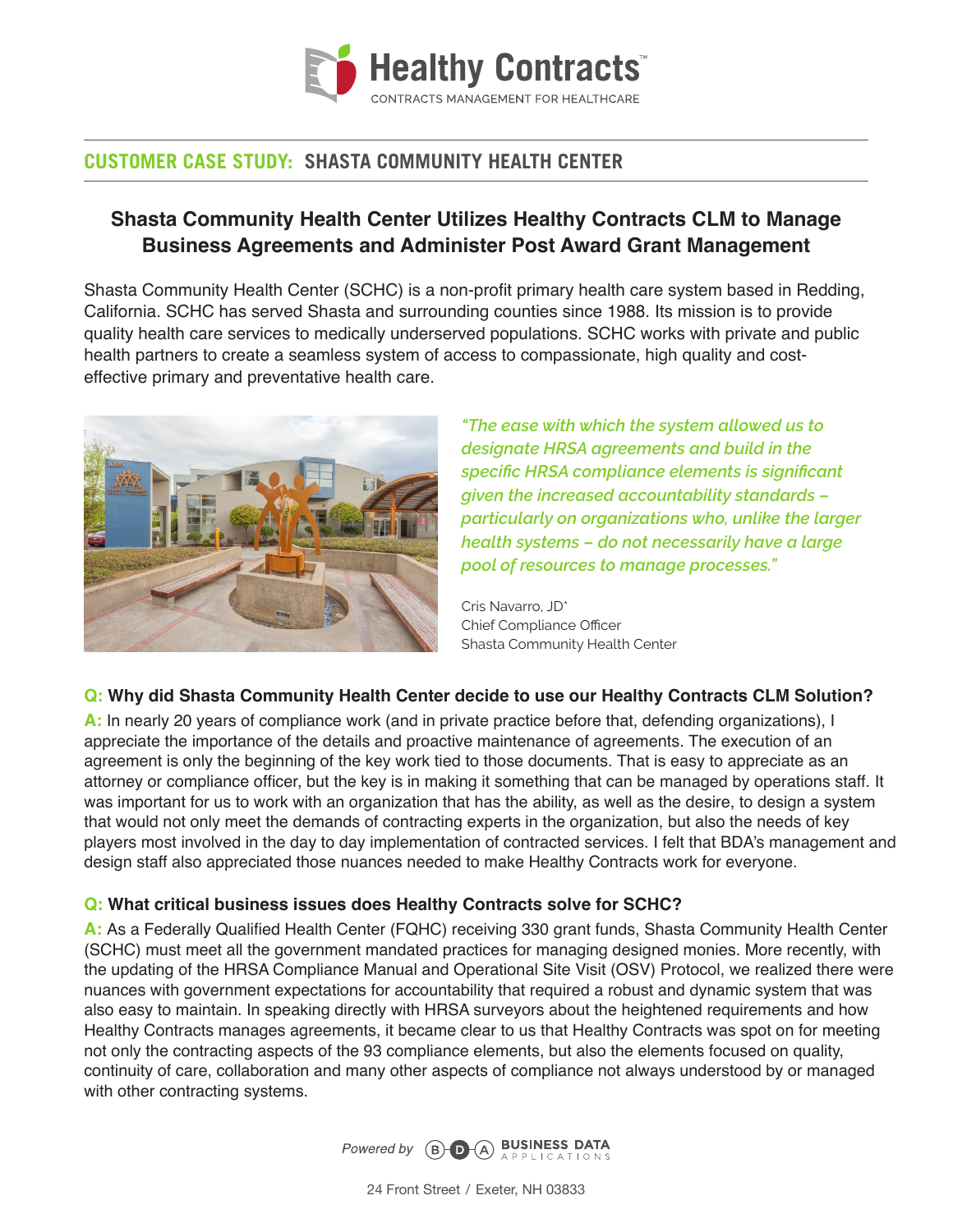# Healthy Contracts

CONTRACTS MANAGEMENT FOR HEALTHCARE

**CUSTOMER CASE STUDY: SHASTA COMMUNITY HEALTH CENTER**

## Shasta Community Health Center Utilizes Healthy Contracts CLM to Manage Business Agreements and Administer Post Award Grant Management

Shasta Community Health Center (SCHC) is a non-profit primary health care system based in Redding, California. SCHC has served Shasta and surrounding counties since 1988. Its mission is to provide quality health care services to medically underserved populations. SCHC works with private and public health partners to create a seamless system of access to compassionate, high quality and cost-effective primary and preventative health care.

*"The ease with which the system allowed us to designate HRSA agreements and build in the specific HRSA compliance elements is significant given the increased accountability standards – particularly on organizations who, unlike the larger health systems – do not necessarily have a large pool of resources to manage processes."*

Cris Navarro, JD*
Chief Compliance Officer
Shasta Community Health Center

**Q: Why did Shasta Community Health Center decide to use our Healthy Contracts CLM Solution?**

**A:** In nearly 20 years of compliance work (and in private practice before that, defending organizations), I appreciate the importance of the details and proactive maintenance of agreements. The execution of an agreement is only the beginning of the key work tied to those documents. That is easy to appreciate as an attorney or compliance officer, but the key is in making it something that can be managed by operations staff. It was important for us to work with an organization that has the ability, as well as the desire, to design a system that would not only meet the demands of contracting experts in the organization, but also the needs of key players most involved in the day to day implementation of contracted services. I felt that BDA's management and design staff also appreciated those nuances needed to make Healthy Contracts work for everyone.

**Q: What critical business issues does Healthy Contracts solve for SCHC?**

**A:** As a Federally Qualified Health Center (FQHC) receiving 330 grant funds, Shasta Community Health Center (SCHC) must meet all the government mandated practices for managing designed monies. More recently, with the updating of the HRSA Compliance Manual and Operational Site Visit (OSV) Protocol, we realized there were nuances with government expectations for accountability that required a robust and dynamic system that was also easy to maintain. In speaking directly with HRSA surveyors about the heightened requirements and how Healthy Contracts manages agreements, it became clear to us that Healthy Contracts was spot on for meeting not only the contracting aspects of the 93 compliance elements, but also the elements focused on quality, continuity of care, collaboration and many other aspects of compliance not always understood by or managed with other contracting systems.

*Powered by* BUSINESS DATA APPLICATIONS

24 Front Street / Exeter, NH 03833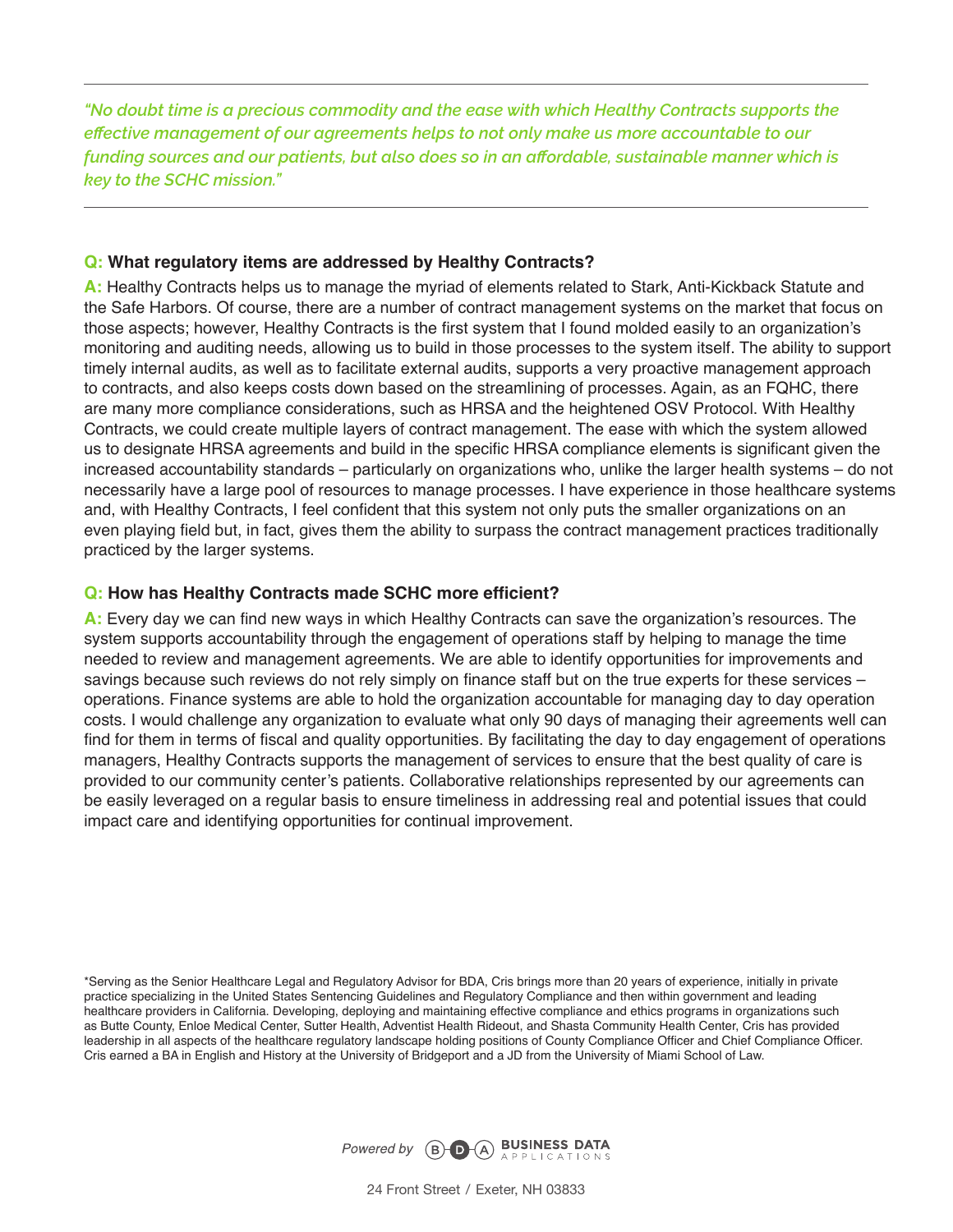*"No doubt time is a precious commodity and the ease with which Healthy Contracts supports the effective management of our agreements helps to not only make us more accountable to our funding sources and our patients, but also does so in an affordable, sustainable manner which is key to the SCHC mission."*

**Q: What regulatory items are addressed by Healthy Contracts?**

**A:** Healthy Contracts helps us to manage the myriad of elements related to Stark, Anti-Kickback Statute and the Safe Harbors. Of course, there are a number of contract management systems on the market that focus on those aspects; however, Healthy Contracts is the first system that I found molded easily to an organization's monitoring and auditing needs, allowing us to build in those processes to the system itself. The ability to support timely internal audits, as well as to facilitate external audits, supports a very proactive management approach to contracts, and also keeps costs down based on the streamlining of processes. Again, as an FQHC, there are many more compliance considerations, such as HRSA and the heightened OSV Protocol. With Healthy Contracts, we could create multiple layers of contract management. The ease with which the system allowed us to designate HRSA agreements and build in the specific HRSA compliance elements is significant given the increased accountability standards – particularly on organizations who, unlike the larger health systems – do not necessarily have a large pool of resources to manage processes. I have experience in those healthcare systems and, with Healthy Contracts, I feel confident that this system not only puts the smaller organizations on an even playing field but, in fact, gives them the ability to surpass the contract management practices traditionally practiced by the larger systems.

**Q: How has Healthy Contracts made SCHC more efficient?**

**A:** Every day we can find new ways in which Healthy Contracts can save the organization's resources. The system supports accountability through the engagement of operations staff by helping to manage the time needed to review and management agreements. We are able to identify opportunities for improvements and savings because such reviews do not rely simply on finance staff but on the true experts for these services – operations. Finance systems are able to hold the organization accountable for managing day to day operation costs. I would challenge any organization to evaluate what only 90 days of managing their agreements well can find for them in terms of fiscal and quality opportunities. By facilitating the day to day engagement of operations managers, Healthy Contracts supports the management of services to ensure that the best quality of care is provided to our community center's patients. Collaborative relationships represented by our agreements can be easily leveraged on a regular basis to ensure timeliness in addressing real and potential issues that could impact care and identifying opportunities for continual improvement.

*Serving as the Senior Healthcare Legal and Regulatory Advisor for BDA, Cris brings more than 20 years of experience, initially in private practice specializing in the United States Sentencing Guidelines and Regulatory Compliance and then within government and leading healthcare providers in California. Developing, deploying and maintaining effective compliance and ethics programs in organizations such as Butte County, Enloe Medical Center, Sutter Health, Adventist Health Rideout, and Shasta Community Health Center, Cris has provided leadership in all aspects of the healthcare regulatory landscape holding positions of County Compliance Officer and Chief Compliance Officer. Cris earned a BA in English and History at the University of Bridgeport and a JD from the University of Miami School of Law.

*Powered by* BDA BUSINESS DATA APPLICATIONS

24 Front Street / Exeter, NH 03833